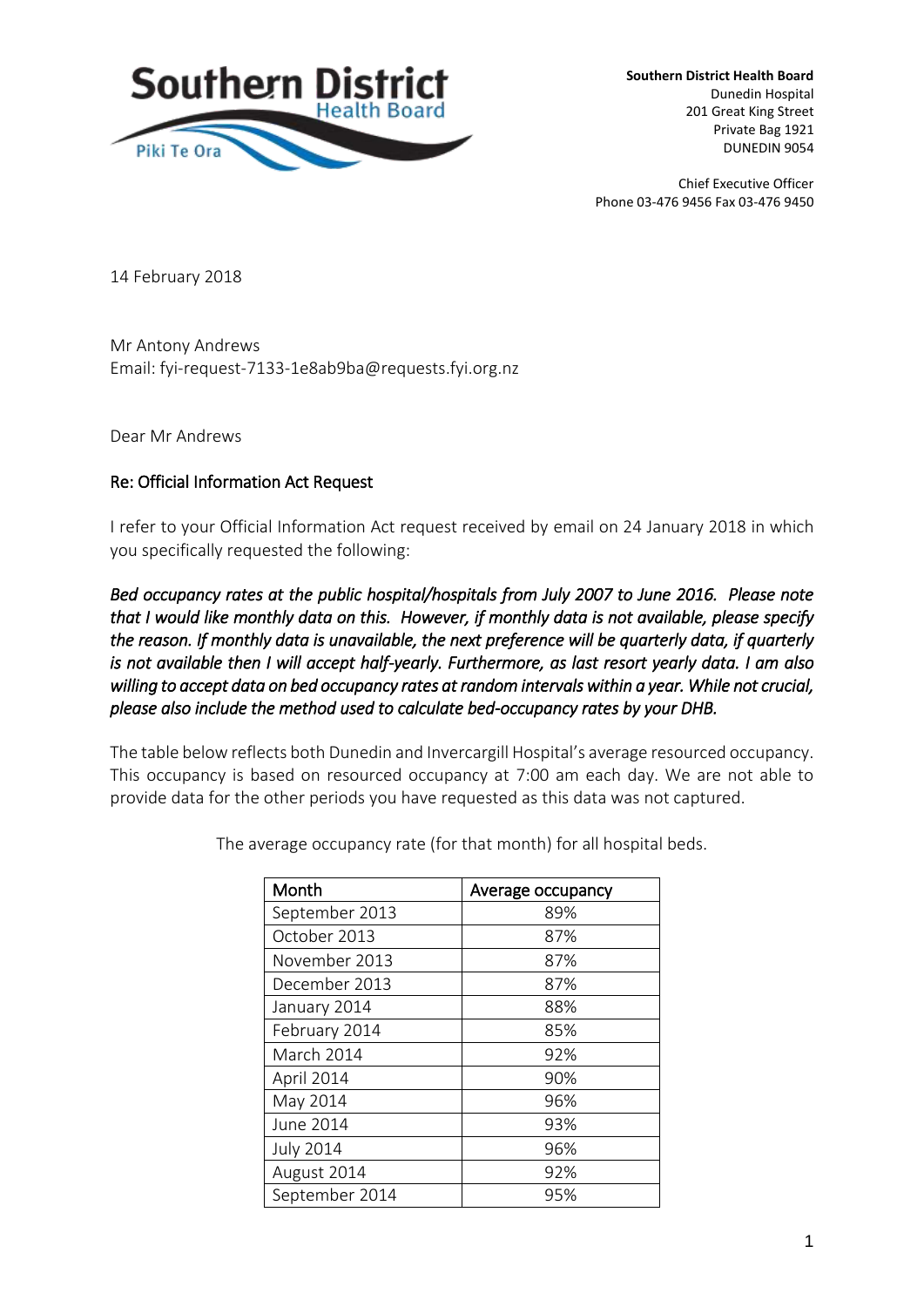**Southern District Health Board**
Dunedin Hospital
201 Great King Street
Private Bag 1921
DUNEDIN 9054

Chief Executive Officer
Phone 03-476 9456 Fax 03-476 9450

14 February 2018

Mr Antony Andrews
Email: fyi-request-7133-1e8ab9ba@requests.fyi.org.nz

Dear Mr Andrews

Re: Official Information Act Request

I refer to your Official Information Act request received by email on 24 January 2018 in which you specifically requested the following:

***Bed occupancy rates at the public hospital/hospitals from July 2007 to June 2016. Please note that I would like monthly data on this. However, if monthly data is not available, please specify the reason. If monthly data is unavailable, the next preference will be quarterly data, if quarterly is not available then I will accept half-yearly. Furthermore, as last resort yearly data. I am also willing to accept data on bed occupancy rates at random intervals within a year. While not crucial, please also include the method used to calculate bed-occupancy rates by your DHB.***

The table below reflects both Dunedin and Invercargill Hospital's average resourced occupancy. This occupancy is based on resourced occupancy at 7:00 am each day. We are not able to provide data for the other periods you have requested as this data was not captured.

The average occupancy rate (for that month) for all hospital beds.

| Month | Average occupancy |
|---|---|
| September 2013 | 89% |
| October 2013 | 87% |
| November 2013 | 87% |
| December 2013 | 87% |
| January 2014 | 88% |
| February 2014 | 85% |
| March 2014 | 92% |
| April 2014 | 90% |
| May 2014 | 96% |
| June 2014 | 93% |
| July 2014 | 96% |
| August 2014 | 92% |
| September 2014 | 95% |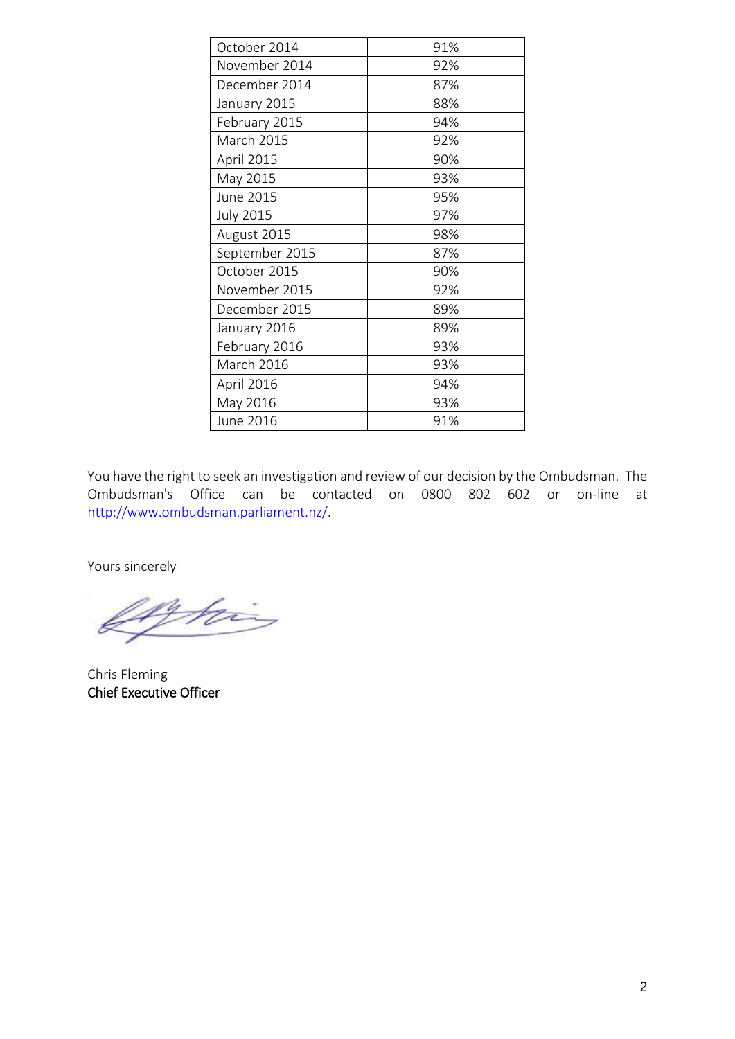| | |
|---|---|
| October 2014 | 91% |
| November 2014 | 92% |
| December 2014 | 87% |
| January 2015 | 88% |
| February 2015 | 94% |
| March 2015 | 92% |
| April 2015 | 90% |
| May 2015 | 93% |
| June 2015 | 95% |
| July 2015 | 97% |
| August 2015 | 98% |
| September 2015 | 87% |
| October 2015 | 90% |
| November 2015 | 92% |
| December 2015 | 89% |
| January 2016 | 89% |
| February 2016 | 93% |
| March 2016 | 93% |
| April 2016 | 94% |
| May 2016 | 93% |
| June 2016 | 91% |

You have the right to seek an investigation and review of our decision by the Ombudsman. The Ombudsman's Office can be contacted on 0800 802 602 or on-line at [http://www.ombudsman.parliament.nz/](http://www.ombudsman.parliament.nz/).

Yours sincerely

Chris Fleming
**Chief Executive Officer**